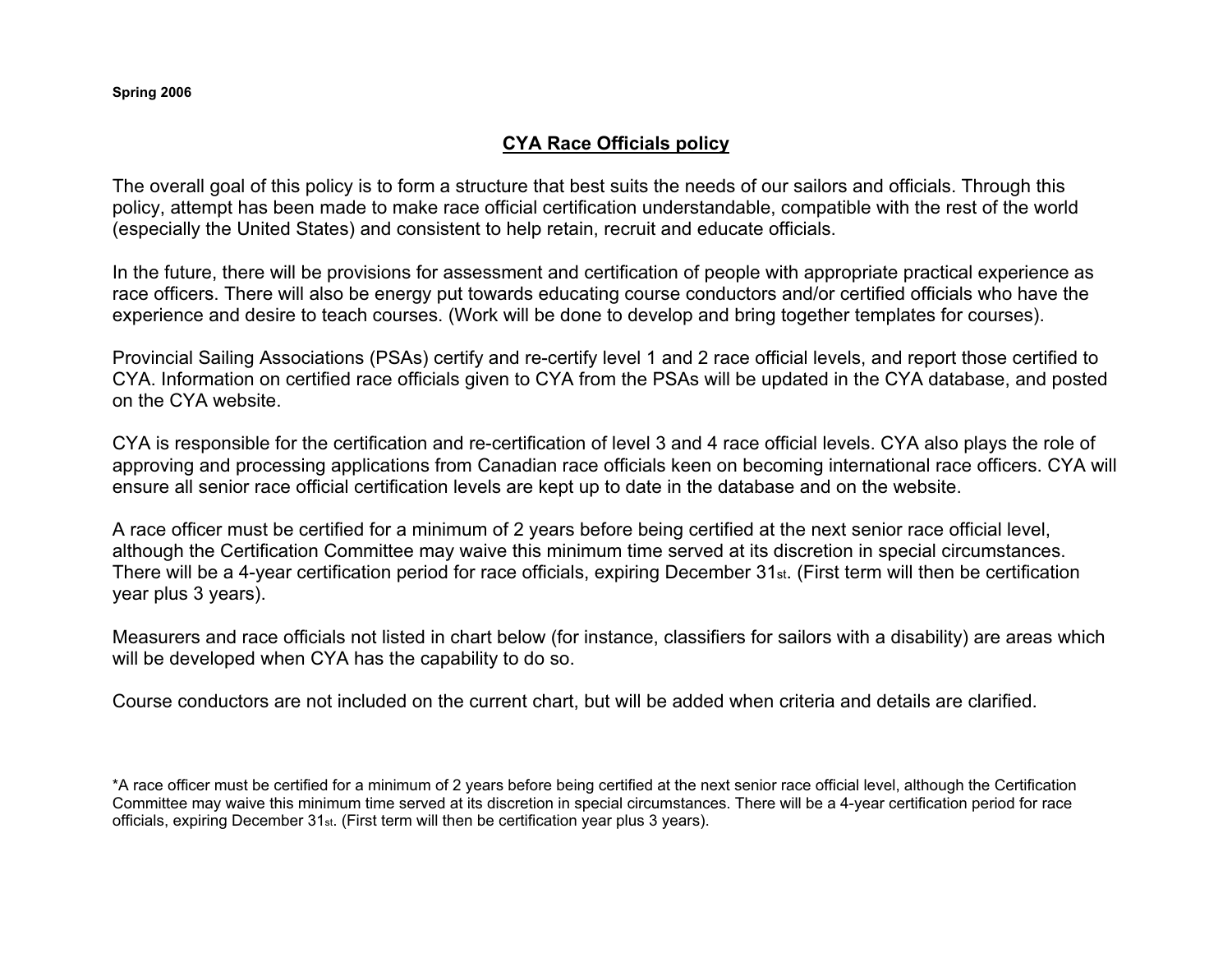**Spring 2006**

## CYA Race Officials policy

The overall goal of this policy is to form a structure that best suits the needs of our sailors and officials. Through this policy, attempt has been made to make race official certification understandable, compatible with the rest of the world (especially the United States) and consistent to help retain, recruit and educate officials.

In the future, there will be provisions for assessment and certification of people with appropriate practical experience as race officers. There will also be energy put towards educating course conductors and/or certified officials who have the experience and desire to teach courses. (Work will be done to develop and bring together templates for courses).

Provincial Sailing Associations (PSAs) certify and re-certify level 1 and 2 race official levels, and report those certified to CYA. Information on certified race officials given to CYA from the PSAs will be updated in the CYA database, and posted on the CYA website.

CYA is responsible for the certification and re-certification of level 3 and 4 race official levels. CYA also plays the role of approving and processing applications from Canadian race officials keen on becoming international race officers. CYA will ensure all senior race official certification levels are kept up to date in the database and on the website.

A race officer must be certified for a minimum of 2 years before being certified at the next senior race official level, although the Certification Committee may waive this minimum time served at its discretion in special circumstances. There will be a 4-year certification period for race officials, expiring December 31st. (First term will then be certification year plus 3 years).

Measurers and race officials not listed in chart below (for instance, classifiers for sailors with a disability) are areas which will be developed when CYA has the capability to do so.

Course conductors are not included on the current chart, but will be added when criteria and details are clarified.

*A race officer must be certified for a minimum of 2 years before being certified at the next senior race official level, although the Certification Committee may waive this minimum time served at its discretion in special circumstances. There will be a 4-year certification period for race officials, expiring December 31st. (First term will then be certification year plus 3 years).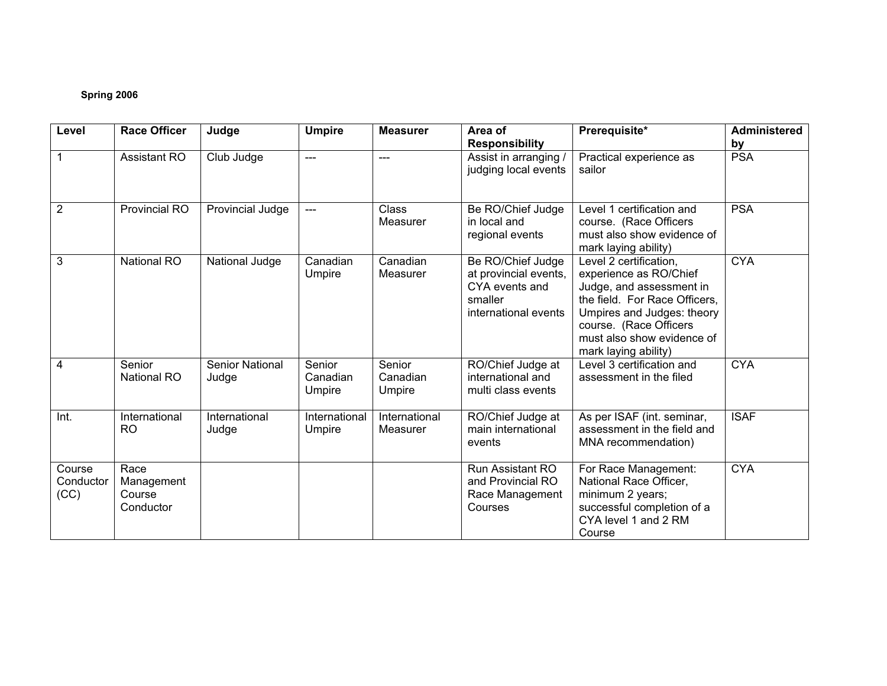**Spring 2006**

| Level | Race Officer | Judge | Umpire | Measurer | Area of Responsibility | Prerequisite* | Administered by |
|---|---|---|---|---|---|---|---|
| 1 | Assistant RO | Club Judge | --- | --- | Assist in arranging / judging local events | Practical experience as sailor | PSA |
| 2 | Provincial RO | Provincial Judge | --- | Class Measurer | Be RO/Chief Judge in local and regional events | Level 1 certification and course. (Race Officers must also show evidence of mark laying ability) | PSA |
| 3 | National RO | National Judge | Canadian Umpire | Canadian Measurer | Be RO/Chief Judge at provincial events, CYA events and smaller international events | Level 2 certification, experience as RO/Chief Judge, and assessment in the field. For Race Officers, Umpires and Judges: theory course. (Race Officers must also show evidence of mark laying ability) | CYA |
| 4 | Senior National RO | Senior National Judge | Senior Canadian Umpire | Senior Canadian Umpire | RO/Chief Judge at international and multi class events | Level 3 certification and assessment in the filed | CYA |
| Int. | International RO | International Judge | International Umpire | International Measurer | RO/Chief Judge at main international events | As per ISAF (int. seminar, assessment in the field and MNA recommendation) | ISAF |
| Course Conductor (CC) | Race Management Course Conductor | | | | Run Assistant RO and Provincial RO Race Management Courses | For Race Management: National Race Officer, minimum 2 years; successful completion of a CYA level 1 and 2 RM Course | CYA |